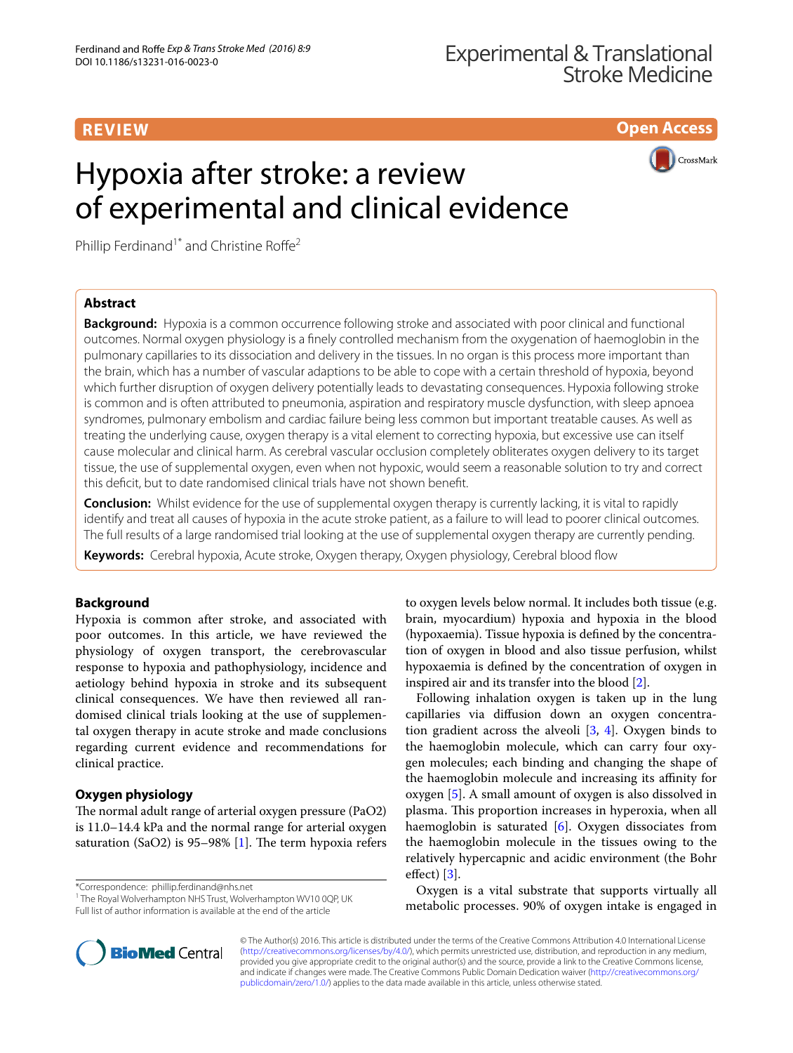REVIEW

Open Access

# Hypoxia after stroke: a review of experimental and clinical evidence

Phillip Ferdinand[1*] and Christine Roffe[2]

## Abstract

**Background:** Hypoxia is a common occurrence following stroke and associated with poor clinical and functional outcomes. Normal oxygen physiology is a finely controlled mechanism from the oxygenation of haemoglobin in the pulmonary capillaries to its dissociation and delivery in the tissues. In no organ is this process more important than the brain, which has a number of vascular adaptions to be able to cope with a certain threshold of hypoxia, beyond which further disruption of oxygen delivery potentially leads to devastating consequences. Hypoxia following stroke is common and is often attributed to pneumonia, aspiration and respiratory muscle dysfunction, with sleep apnoea syndromes, pulmonary embolism and cardiac failure being less common but important treatable causes. As well as treating the underlying cause, oxygen therapy is a vital element to correcting hypoxia, but excessive use can itself cause molecular and clinical harm. As cerebral vascular occlusion completely obliterates oxygen delivery to its target tissue, the use of supplemental oxygen, even when not hypoxic, would seem a reasonable solution to try and correct this deficit, but to date randomised clinical trials have not shown benefit.

**Conclusion:** Whilst evidence for the use of supplemental oxygen therapy is currently lacking, it is vital to rapidly identify and treat all causes of hypoxia in the acute stroke patient, as a failure to will lead to poorer clinical outcomes. The full results of a large randomised trial looking at the use of supplemental oxygen therapy are currently pending.

**Keywords:** Cerebral hypoxia, Acute stroke, Oxygen therapy, Oxygen physiology, Cerebral blood flow

## Background

Hypoxia is common after stroke, and associated with poor outcomes. In this article, we have reviewed the physiology of oxygen transport, the cerebrovascular response to hypoxia and pathophysiology, incidence and aetiology behind hypoxia in stroke and its subsequent clinical consequences. We have then reviewed all randomised clinical trials looking at the use of supplemental oxygen therapy in acute stroke and made conclusions regarding current evidence and recommendations for clinical practice.

## Oxygen physiology

The normal adult range of arterial oxygen pressure (PaO2) is 11.0–14.4 kPa and the normal range for arterial oxygen saturation (SaO2) is 95–98% [1]. The term hypoxia refers to oxygen levels below normal. It includes both tissue (e.g. brain, myocardium) hypoxia and hypoxia in the blood (hypoxaemia). Tissue hypoxia is defined by the concentration of oxygen in blood and also tissue perfusion, whilst hypoxaemia is defined by the concentration of oxygen in inspired air and its transfer into the blood [2].

Following inhalation oxygen is taken up in the lung capillaries via diffusion down an oxygen concentration gradient across the alveoli [3, 4]. Oxygen binds to the haemoglobin molecule, which can carry four oxygen molecules; each binding and changing the shape of the haemoglobin molecule and increasing its affinity for oxygen [5]. A small amount of oxygen is also dissolved in plasma. This proportion increases in hyperoxia, when all haemoglobin is saturated [6]. Oxygen dissociates from the haemoglobin molecule in the tissues owing to the relatively hypercapnic and acidic environment (the Bohr effect) [3].

Oxygen is a vital substrate that supports virtually all metabolic processes. 90% of oxygen intake is engaged in

*Correspondence: phillip.ferdinand@nhs.net
[1] The Royal Wolverhampton NHS Trust, Wolverhampton WV10 0QP, UK
Full list of author information is available at the end of the article

© The Author(s) 2016. This article is distributed under the terms of the Creative Commons Attribution 4.0 International License (http://creativecommons.org/licenses/by/4.0/), which permits unrestricted use, distribution, and reproduction in any medium, provided you give appropriate credit to the original author(s) and the source, provide a link to the Creative Commons license, and indicate if changes were made. The Creative Commons Public Domain Dedication waiver (http://creativecommons.org/publicdomain/zero/1.0/) applies to the data made available in this article, unless otherwise stated.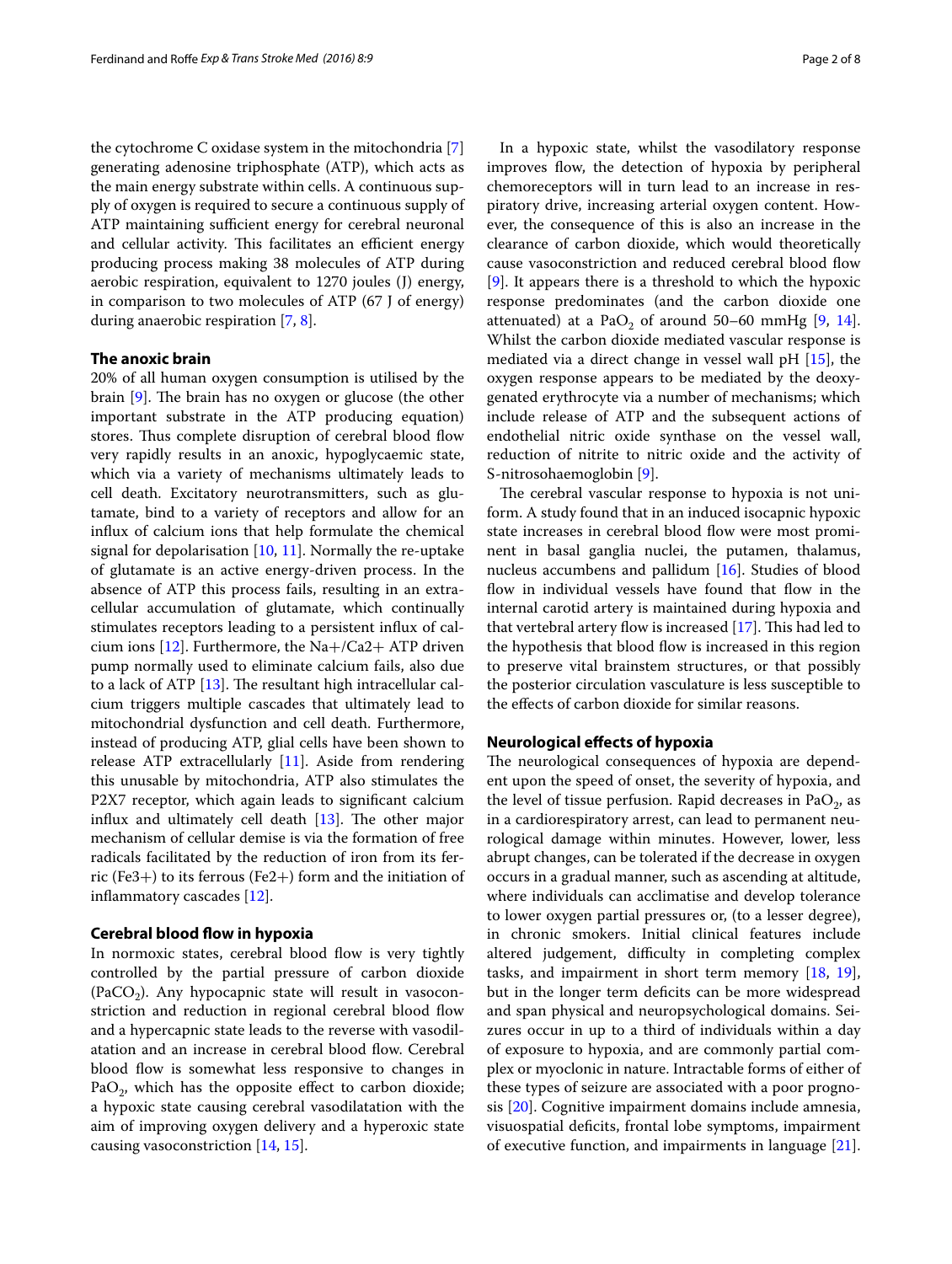the cytochrome C oxidase system in the mitochondria [7] generating adenosine triphosphate (ATP), which acts as the main energy substrate within cells. A continuous supply of oxygen is required to secure a continuous supply of ATP maintaining sufficient energy for cerebral neuronal and cellular activity. This facilitates an efficient energy producing process making 38 molecules of ATP during aerobic respiration, equivalent to 1270 joules (J) energy, in comparison to two molecules of ATP (67 J of energy) during anaerobic respiration [7, 8].

### The anoxic brain

20% of all human oxygen consumption is utilised by the brain [9]. The brain has no oxygen or glucose (the other important substrate in the ATP producing equation) stores. Thus complete disruption of cerebral blood flow very rapidly results in an anoxic, hypoglycaemic state, which via a variety of mechanisms ultimately leads to cell death. Excitatory neurotransmitters, such as glutamate, bind to a variety of receptors and allow for an influx of calcium ions that help formulate the chemical signal for depolarisation [10, 11]. Normally the re-uptake of glutamate is an active energy-driven process. In the absence of ATP this process fails, resulting in an extracellular accumulation of glutamate, which continually stimulates receptors leading to a persistent influx of calcium ions [12]. Furthermore, the $Na^+/Ca^{2+}$ ATP driven pump normally used to eliminate calcium fails, also due to a lack of ATP [13]. The resultant high intracellular calcium triggers multiple cascades that ultimately lead to mitochondrial dysfunction and cell death. Furthermore, instead of producing ATP, glial cells have been shown to release ATP extracellularly [11]. Aside from rendering this unusable by mitochondria, ATP also stimulates the P2X7 receptor, which again leads to significant calcium influx and ultimately cell death [13]. The other major mechanism of cellular demise is via the formation of free radicals facilitated by the reduction of iron from its ferric ($Fe^{3+}$) to its ferrous ($Fe^{2+}$) form and the initiation of inflammatory cascades [12].

### Cerebral blood flow in hypoxia

In normoxic states, cerebral blood flow is very tightly controlled by the partial pressure of carbon dioxide ($PaCO_2$). Any hypocapnic state will result in vasoconstriction and reduction in regional cerebral blood flow and a hypercapnic state leads to the reverse with vasodilatation and an increase in cerebral blood flow. Cerebral blood flow is somewhat less responsive to changes in $PaO_2$, which has the opposite effect to carbon dioxide; a hypoxic state causing cerebral vasodilatation with the aim of improving oxygen delivery and a hyperoxic state causing vasoconstriction [14, 15].

In a hypoxic state, whilst the vasodilatory response improves flow, the detection of hypoxia by peripheral chemoreceptors will in turn lead to an increase in respiratory drive, increasing arterial oxygen content. However, the consequence of this is also an increase in the clearance of carbon dioxide, which would theoretically cause vasoconstriction and reduced cerebral blood flow [9]. It appears there is a threshold to which the hypoxic response predominates (and the carbon dioxide one attenuated) at a $PaO_2$ of around 50–60 mmHg [9, 14]. Whilst the carbon dioxide mediated vascular response is mediated via a direct change in vessel wall pH [15], the oxygen response appears to be mediated by the deoxygenated erythrocyte via a number of mechanisms; which include release of ATP and the subsequent actions of endothelial nitric oxide synthase on the vessel wall, reduction of nitrite to nitric oxide and the activity of S-nitrosohaemoglobin [9].

The cerebral vascular response to hypoxia is not uniform. A study found that in an induced isocapnic hypoxic state increases in cerebral blood flow were most prominent in basal ganglia nuclei, the putamen, thalamus, nucleus accumbens and pallidum [16]. Studies of blood flow in individual vessels have found that flow in the internal carotid artery is maintained during hypoxia and that vertebral artery flow is increased [17]. This had led to the hypothesis that blood flow is increased in this region to preserve vital brainstem structures, or that possibly the posterior circulation vasculature is less susceptible to the effects of carbon dioxide for similar reasons.

### Neurological effects of hypoxia

The neurological consequences of hypoxia are dependent upon the speed of onset, the severity of hypoxia, and the level of tissue perfusion. Rapid decreases in $PaO_2$, as in a cardiorespiratory arrest, can lead to permanent neurological damage within minutes. However, lower, less abrupt changes, can be tolerated if the decrease in oxygen occurs in a gradual manner, such as ascending at altitude, where individuals can acclimatise and develop tolerance to lower oxygen partial pressures or, (to a lesser degree), in chronic smokers. Initial clinical features include altered judgement, difficulty in completing complex tasks, and impairment in short term memory [18, 19], but in the longer term deficits can be more widespread and span physical and neuropsychological domains. Seizures occur in up to a third of individuals within a day of exposure to hypoxia, and are commonly partial complex or myoclonic in nature. Intractable forms of either of these types of seizure are associated with a poor prognosis [20]. Cognitive impairment domains include amnesia, visuospatial deficits, frontal lobe symptoms, impairment of executive function, and impairments in language [21].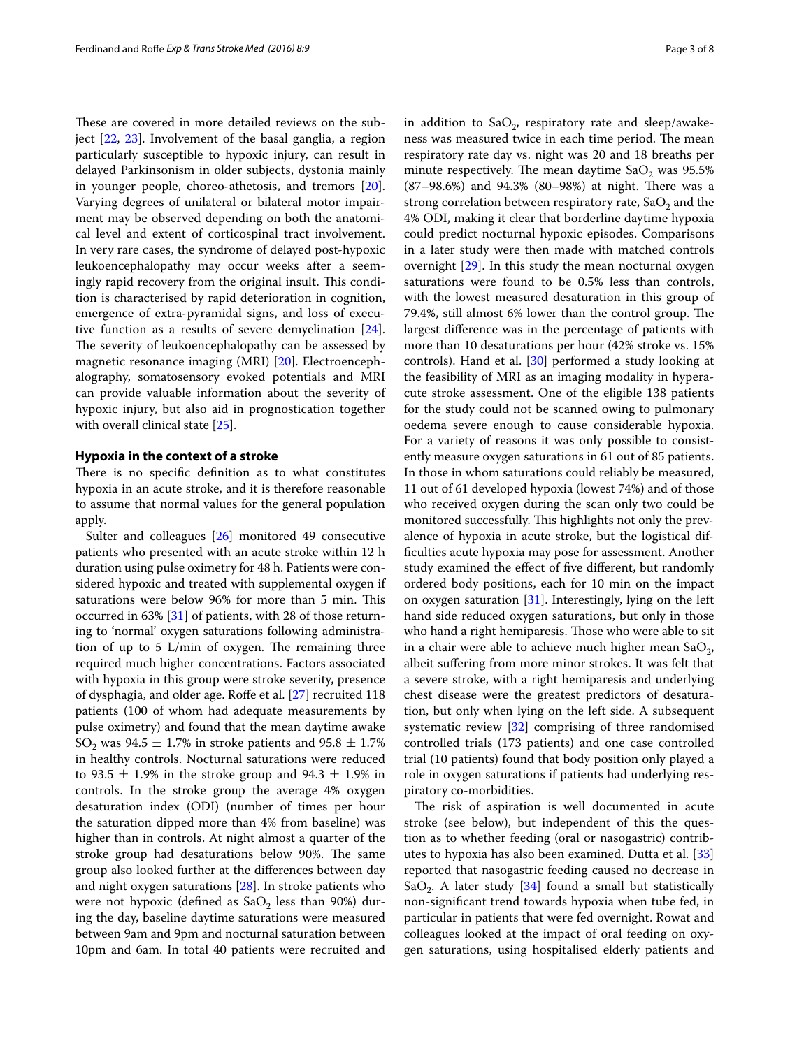These are covered in more detailed reviews on the subject [22, 23]. Involvement of the basal ganglia, a region particularly susceptible to hypoxic injury, can result in delayed Parkinsonism in older subjects, dystonia mainly in younger people, choreo-athetosis, and tremors [20]. Varying degrees of unilateral or bilateral motor impairment may be observed depending on both the anatomical level and extent of corticospinal tract involvement. In very rare cases, the syndrome of delayed post-hypoxic leukoencephalopathy may occur weeks after a seemingly rapid recovery from the original insult. This condition is characterised by rapid deterioration in cognition, emergence of extra-pyramidal signs, and loss of executive function as a results of severe demyelination [24]. The severity of leukoencephalopathy can be assessed by magnetic resonance imaging (MRI) [20]. Electroencephalography, somatosensory evoked potentials and MRI can provide valuable information about the severity of hypoxic injury, but also aid in prognostication together with overall clinical state [25].

## Hypoxia in the context of a stroke

There is no specific definition as to what constitutes hypoxia in an acute stroke, and it is therefore reasonable to assume that normal values for the general population apply.

Sulter and colleagues [26] monitored 49 consecutive patients who presented with an acute stroke within 12 h duration using pulse oximetry for 48 h. Patients were considered hypoxic and treated with supplemental oxygen if saturations were below 96% for more than 5 min. This occurred in 63% [31] of patients, with 28 of those returning to 'normal' oxygen saturations following administration of up to 5 L/min of oxygen. The remaining three required much higher concentrations. Factors associated with hypoxia in this group were stroke severity, presence of dysphagia, and older age. Roffe et al. [27] recruited 118 patients (100 of whom had adequate measurements by pulse oximetry) and found that the mean daytime awake $SO_2$ was 94.5 ± 1.7% in stroke patients and 95.8 ± 1.7% in healthy controls. Nocturnal saturations were reduced to 93.5 ± 1.9% in the stroke group and 94.3 ± 1.9% in controls. In the stroke group the average 4% oxygen desaturation index (ODI) (number of times per hour the saturation dipped more than 4% from baseline) was higher than in controls. At night almost a quarter of the stroke group had desaturations below 90%. The same group also looked further at the differences between day and night oxygen saturations [28]. In stroke patients who were not hypoxic (defined as $SaO_2$ less than 90%) during the day, baseline daytime saturations were measured between 9am and 9pm and nocturnal saturation between 10pm and 6am. In total 40 patients were recruited and in addition to $SaO_2$, respiratory rate and sleep/awakeness was measured twice in each time period. The mean respiratory rate day vs. night was 20 and 18 breaths per minute respectively. The mean daytime $SaO_2$ was 95.5% (87–98.6%) and 94.3% (80–98%) at night. There was a strong correlation between respiratory rate, $SaO_2$ and the 4% ODI, making it clear that borderline daytime hypoxia could predict nocturnal hypoxic episodes. Comparisons in a later study were then made with matched controls overnight [29]. In this study the mean nocturnal oxygen saturations were found to be 0.5% less than controls, with the lowest measured desaturation in this group of 79.4%, still almost 6% lower than the control group. The largest difference was in the percentage of patients with more than 10 desaturations per hour (42% stroke vs. 15% controls). Hand et al. [30] performed a study looking at the feasibility of MRI as an imaging modality in hyperacute stroke assessment. One of the eligible 138 patients for the study could not be scanned owing to pulmonary oedema severe enough to cause considerable hypoxia. For a variety of reasons it was only possible to consistently measure oxygen saturations in 61 out of 85 patients. In those in whom saturations could reliably be measured, 11 out of 61 developed hypoxia (lowest 74%) and of those who received oxygen during the scan only two could be monitored successfully. This highlights not only the prevalence of hypoxia in acute stroke, but the logistical difficulties acute hypoxia may pose for assessment. Another study examined the effect of five different, but randomly ordered body positions, each for 10 min on the impact on oxygen saturation [31]. Interestingly, lying on the left hand side reduced oxygen saturations, but only in those who hand a right hemiparesis. Those who were able to sit in a chair were able to achieve much higher mean $SaO_2$, albeit suffering from more minor strokes. It was felt that a severe stroke, with a right hemiparesis and underlying chest disease were the greatest predictors of desaturation, but only when lying on the left side. A subsequent systematic review [32] comprising of three randomised controlled trials (173 patients) and one case controlled trial (10 patients) found that body position only played a role in oxygen saturations if patients had underlying respiratory co-morbidities.

The risk of aspiration is well documented in acute stroke (see below), but independent of this the question as to whether feeding (oral or nasogastric) contributes to hypoxia has also been examined. Dutta et al. [33] reported that nasogastric feeding caused no decrease in $SaO_2$. A later study [34] found a small but statistically non-significant trend towards hypoxia when tube fed, in particular in patients that were fed overnight. Rowat and colleagues looked at the impact of oral feeding on oxygen saturations, using hospitalised elderly patients and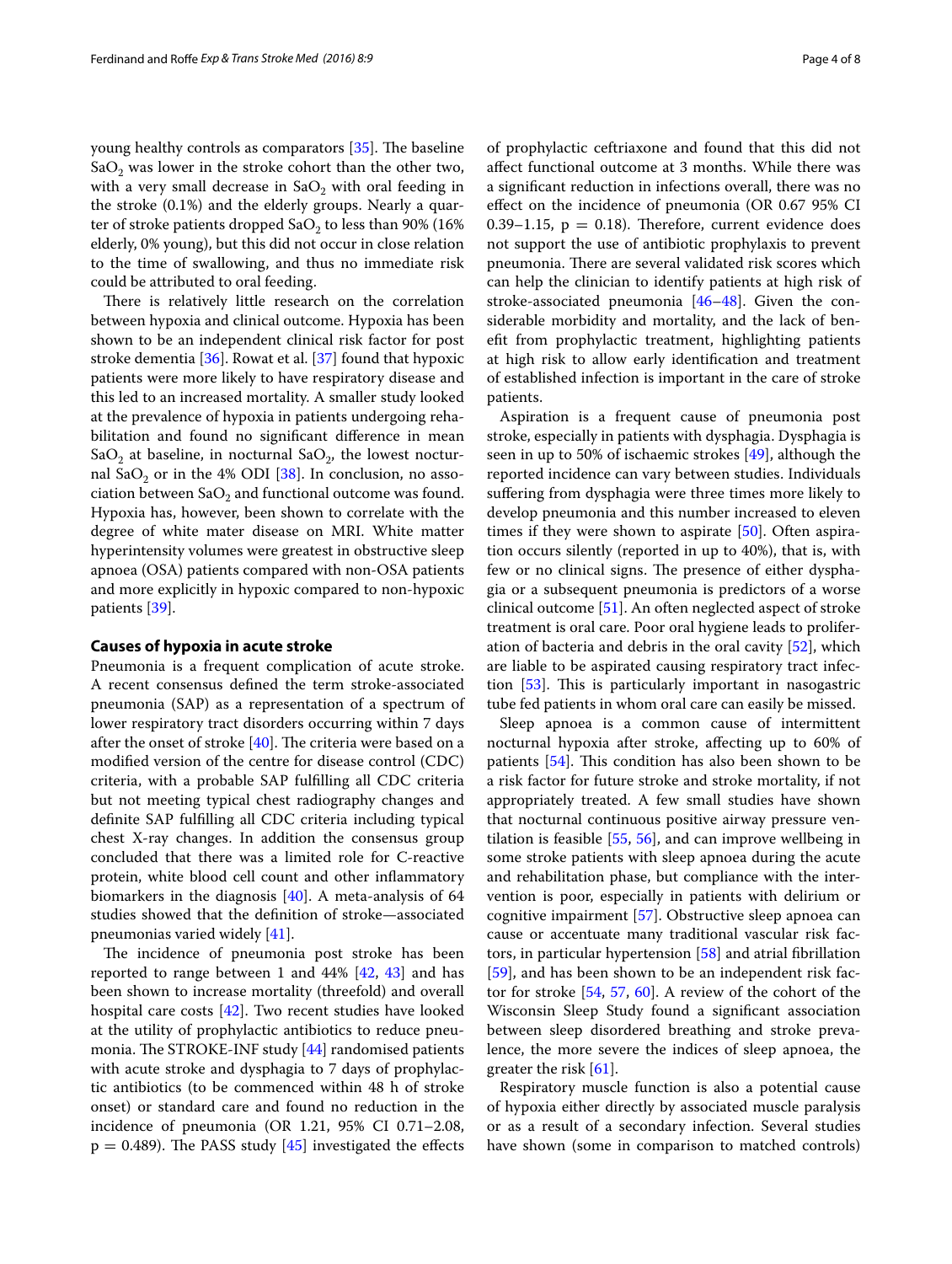young healthy controls as comparators [35]. The baseline $SaO_2$ was lower in the stroke cohort than the other two, with a very small decrease in $SaO_2$ with oral feeding in the stroke (0.1%) and the elderly groups. Nearly a quarter of stroke patients dropped $SaO_2$ to less than 90% (16% elderly, 0% young), but this did not occur in close relation to the time of swallowing, and thus no immediate risk could be attributed to oral feeding.

There is relatively little research on the correlation between hypoxia and clinical outcome. Hypoxia has been shown to be an independent clinical risk factor for post stroke dementia [36]. Rowat et al. [37] found that hypoxic patients were more likely to have respiratory disease and this led to an increased mortality. A smaller study looked at the prevalence of hypoxia in patients undergoing rehabilitation and found no significant difference in mean $SaO_2$ at baseline, in nocturnal $SaO_2$, the lowest nocturnal $SaO_2$ or in the 4% ODI [38]. In conclusion, no association between $SaO_2$ and functional outcome was found. Hypoxia has, however, been shown to correlate with the degree of white mater disease on MRI. White matter hyperintensity volumes were greatest in obstructive sleep apnoea (OSA) patients compared with non-OSA patients and more explicitly in hypoxic compared to non-hypoxic patients [39].

## Causes of hypoxia in acute stroke

Pneumonia is a frequent complication of acute stroke. A recent consensus defined the term stroke-associated pneumonia (SAP) as a representation of a spectrum of lower respiratory tract disorders occurring within 7 days after the onset of stroke [40]. The criteria were based on a modified version of the centre for disease control (CDC) criteria, with a probable SAP fulfilling all CDC criteria but not meeting typical chest radiography changes and definite SAP fulfilling all CDC criteria including typical chest X-ray changes. In addition the consensus group concluded that there was a limited role for C-reactive protein, white blood cell count and other inflammatory biomarkers in the diagnosis [40]. A meta-analysis of 64 studies showed that the definition of stroke—associated pneumonias varied widely [41].

The incidence of pneumonia post stroke has been reported to range between 1 and 44% [42, 43] and has been shown to increase mortality (threefold) and overall hospital care costs [42]. Two recent studies have looked at the utility of prophylactic antibiotics to reduce pneumonia. The STROKE-INF study [44] randomised patients with acute stroke and dysphagia to 7 days of prophylactic antibiotics (to be commenced within 48 h of stroke onset) or standard care and found no reduction in the incidence of pneumonia (OR 1.21, 95% CI 0.71–2.08, $p = 0.489$). The PASS study [45] investigated the effects of prophylactic ceftriaxone and found that this did not affect functional outcome at 3 months. While there was a significant reduction in infections overall, there was no effect on the incidence of pneumonia (OR 0.67 95% CI 0.39–1.15, $p = 0.18$). Therefore, current evidence does not support the use of antibiotic prophylaxis to prevent pneumonia. There are several validated risk scores which can help the clinician to identify patients at high risk of stroke-associated pneumonia [46–48]. Given the considerable morbidity and mortality, and the lack of benefit from prophylactic treatment, highlighting patients at high risk to allow early identification and treatment of established infection is important in the care of stroke patients.

Aspiration is a frequent cause of pneumonia post stroke, especially in patients with dysphagia. Dysphagia is seen in up to 50% of ischaemic strokes [49], although the reported incidence can vary between studies. Individuals suffering from dysphagia were three times more likely to develop pneumonia and this number increased to eleven times if they were shown to aspirate [50]. Often aspiration occurs silently (reported in up to 40%), that is, with few or no clinical signs. The presence of either dysphagia or a subsequent pneumonia is predictors of a worse clinical outcome [51]. An often neglected aspect of stroke treatment is oral care. Poor oral hygiene leads to proliferation of bacteria and debris in the oral cavity [52], which are liable to be aspirated causing respiratory tract infection [53]. This is particularly important in nasogastric tube fed patients in whom oral care can easily be missed.

Sleep apnoea is a common cause of intermittent nocturnal hypoxia after stroke, affecting up to 60% of patients [54]. This condition has also been shown to be a risk factor for future stroke and stroke mortality, if not appropriately treated. A few small studies have shown that nocturnal continuous positive airway pressure ventilation is feasible [55, 56], and can improve wellbeing in some stroke patients with sleep apnoea during the acute and rehabilitation phase, but compliance with the intervention is poor, especially in patients with delirium or cognitive impairment [57]. Obstructive sleep apnoea can cause or accentuate many traditional vascular risk factors, in particular hypertension [58] and atrial fibrillation [59], and has been shown to be an independent risk factor for stroke [54, 57, 60]. A review of the cohort of the Wisconsin Sleep Study found a significant association between sleep disordered breathing and stroke prevalence, the more severe the indices of sleep apnoea, the greater the risk [61].

Respiratory muscle function is also a potential cause of hypoxia either directly by associated muscle paralysis or as a result of a secondary infection. Several studies have shown (some in comparison to matched controls)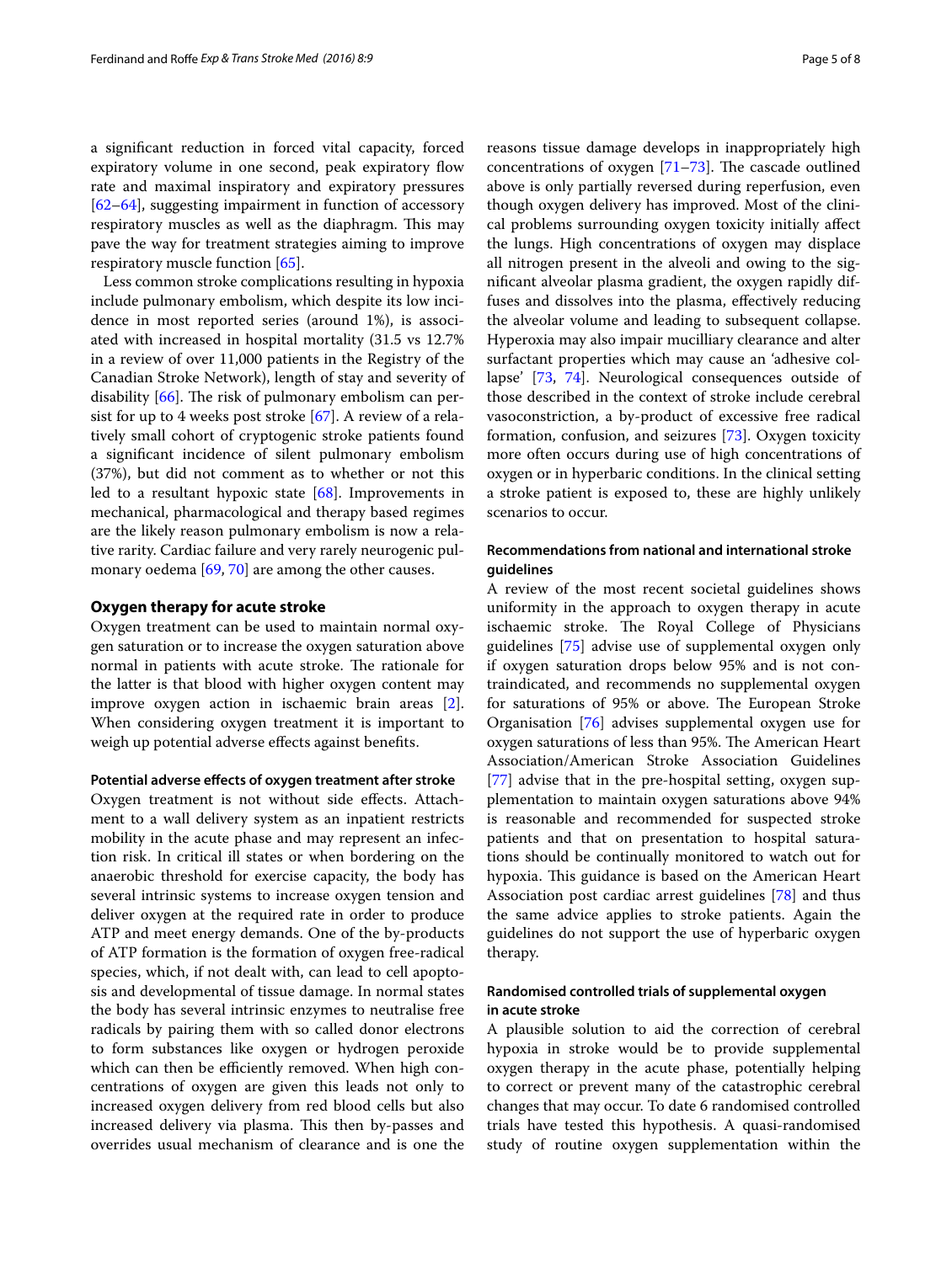a significant reduction in forced vital capacity, forced expiratory volume in one second, peak expiratory flow rate and maximal inspiratory and expiratory pressures [62–64], suggesting impairment in function of accessory respiratory muscles as well as the diaphragm. This may pave the way for treatment strategies aiming to improve respiratory muscle function [65].

Less common stroke complications resulting in hypoxia include pulmonary embolism, which despite its low incidence in most reported series (around 1%), is associated with increased in hospital mortality (31.5 vs 12.7% in a review of over 11,000 patients in the Registry of the Canadian Stroke Network), length of stay and severity of disability [66]. The risk of pulmonary embolism can persist for up to 4 weeks post stroke [67]. A review of a relatively small cohort of cryptogenic stroke patients found a significant incidence of silent pulmonary embolism (37%), but did not comment as to whether or not this led to a resultant hypoxic state [68]. Improvements in mechanical, pharmacological and therapy based regimes are the likely reason pulmonary embolism is now a relative rarity. Cardiac failure and very rarely neurogenic pulmonary oedema [69, 70] are among the other causes.

## Oxygen therapy for acute stroke

Oxygen treatment can be used to maintain normal oxygen saturation or to increase the oxygen saturation above normal in patients with acute stroke. The rationale for the latter is that blood with higher oxygen content may improve oxygen action in ischaemic brain areas [2]. When considering oxygen treatment it is important to weigh up potential adverse effects against benefits.

### Potential adverse effects of oxygen treatment after stroke

Oxygen treatment is not without side effects. Attachment to a wall delivery system as an inpatient restricts mobility in the acute phase and may represent an infection risk. In critical ill states or when bordering on the anaerobic threshold for exercise capacity, the body has several intrinsic systems to increase oxygen tension and deliver oxygen at the required rate in order to produce ATP and meet energy demands. One of the by-products of ATP formation is the formation of oxygen free-radical species, which, if not dealt with, can lead to cell apoptosis and developmental of tissue damage. In normal states the body has several intrinsic enzymes to neutralise free radicals by pairing them with so called donor electrons to form substances like oxygen or hydrogen peroxide which can then be efficiently removed. When high concentrations of oxygen are given this leads not only to increased oxygen delivery from red blood cells but also increased delivery via plasma. This then by-passes and overrides usual mechanism of clearance and is one the reasons tissue damage develops in inappropriately high concentrations of oxygen [71–73]. The cascade outlined above is only partially reversed during reperfusion, even though oxygen delivery has improved. Most of the clinical problems surrounding oxygen toxicity initially affect the lungs. High concentrations of oxygen may displace all nitrogen present in the alveoli and owing to the significant alveolar plasma gradient, the oxygen rapidly diffuses and dissolves into the plasma, effectively reducing the alveolar volume and leading to subsequent collapse. Hyperoxia may also impair mucilliary clearance and alter surfactant properties which may cause an 'adhesive collapse' [73, 74]. Neurological consequences outside of those described in the context of stroke include cerebral vasoconstriction, a by-product of excessive free radical formation, confusion, and seizures [73]. Oxygen toxicity more often occurs during use of high concentrations of oxygen or in hyperbaric conditions. In the clinical setting a stroke patient is exposed to, these are highly unlikely scenarios to occur.

### Recommendations from national and international stroke guidelines

A review of the most recent societal guidelines shows uniformity in the approach to oxygen therapy in acute ischaemic stroke. The Royal College of Physicians guidelines [75] advise use of supplemental oxygen only if oxygen saturation drops below 95% and is not contraindicated, and recommends no supplemental oxygen for saturations of 95% or above. The European Stroke Organisation [76] advises supplemental oxygen use for oxygen saturations of less than 95%. The American Heart Association/American Stroke Association Guidelines [77] advise that in the pre-hospital setting, oxygen supplementation to maintain oxygen saturations above 94% is reasonable and recommended for suspected stroke patients and that on presentation to hospital saturations should be continually monitored to watch out for hypoxia. This guidance is based on the American Heart Association post cardiac arrest guidelines [78] and thus the same advice applies to stroke patients. Again the guidelines do not support the use of hyperbaric oxygen therapy.

### Randomised controlled trials of supplemental oxygen in acute stroke

A plausible solution to aid the correction of cerebral hypoxia in stroke would be to provide supplemental oxygen therapy in the acute phase, potentially helping to correct or prevent many of the catastrophic cerebral changes that may occur. To date 6 randomised controlled trials have tested this hypothesis. A quasi-randomised study of routine oxygen supplementation within the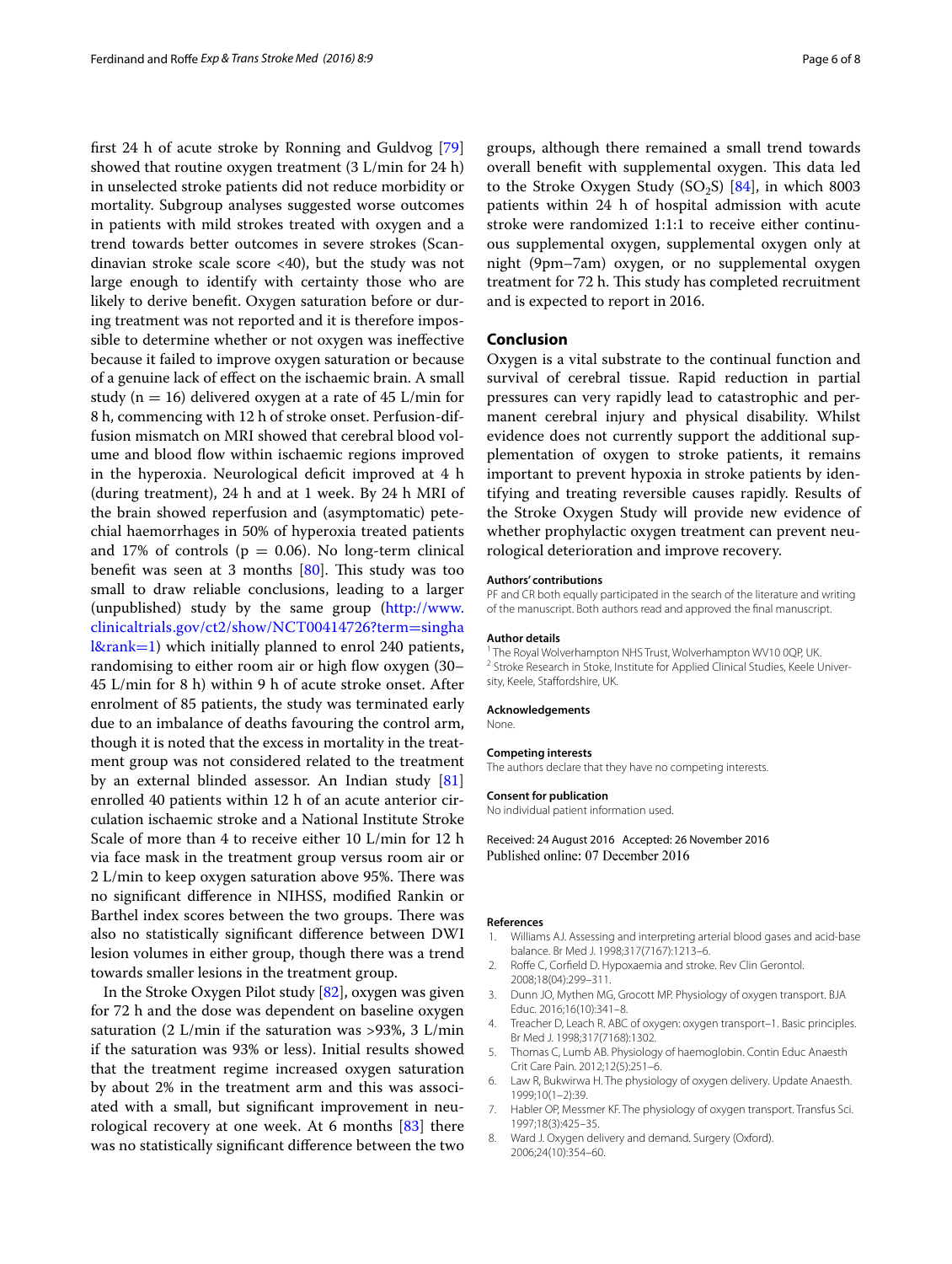first 24 h of acute stroke by Ronning and Guldvog [79] showed that routine oxygen treatment (3 L/min for 24 h) in unselected stroke patients did not reduce morbidity or mortality. Subgroup analyses suggested worse outcomes in patients with mild strokes treated with oxygen and a trend towards better outcomes in severe strokes (Scandinavian stroke scale score <40), but the study was not large enough to identify with certainty those who are likely to derive benefit. Oxygen saturation before or during treatment was not reported and it is therefore impossible to determine whether or not oxygen was ineffective because it failed to improve oxygen saturation or because of a genuine lack of effect on the ischaemic brain. A small study (n = 16) delivered oxygen at a rate of 45 L/min for 8 h, commencing with 12 h of stroke onset. Perfusion-diffusion mismatch on MRI showed that cerebral blood volume and blood flow within ischaemic regions improved in the hyperoxia. Neurological deficit improved at 4 h (during treatment), 24 h and at 1 week. By 24 h MRI of the brain showed reperfusion and (asymptomatic) petechial haemorrhages in 50% of hyperoxia treated patients and 17% of controls (p = 0.06). No long-term clinical benefit was seen at 3 months [80]. This study was too small to draw reliable conclusions, leading to a larger (unpublished) study by the same group (http://www.clinicaltrials.gov/ct2/show/NCT00414726?term=singhal&rank=1) which initially planned to enrol 240 patients, randomising to either room air or high flow oxygen (30–45 L/min for 8 h) within 9 h of acute stroke onset. After enrolment of 85 patients, the study was terminated early due to an imbalance of deaths favouring the control arm, though it is noted that the excess in mortality in the treatment group was not considered related to the treatment by an external blinded assessor. An Indian study [81] enrolled 40 patients within 12 h of an acute anterior circulation ischaemic stroke and a National Institute Stroke Scale of more than 4 to receive either 10 L/min for 12 h via face mask in the treatment group versus room air or 2 L/min to keep oxygen saturation above 95%. There was no significant difference in NIHSS, modified Rankin or Barthel index scores between the two groups. There was also no statistically significant difference between DWI lesion volumes in either group, though there was a trend towards smaller lesions in the treatment group.

In the Stroke Oxygen Pilot study [82], oxygen was given for 72 h and the dose was dependent on baseline oxygen saturation (2 L/min if the saturation was >93%, 3 L/min if the saturation was 93% or less). Initial results showed that the treatment regime increased oxygen saturation by about 2% in the treatment arm and this was associated with a small, but significant improvement in neurological recovery at one week. At 6 months [83] there was no statistically significant difference between the two groups, although there remained a small trend towards overall benefit with supplemental oxygen. This data led to the Stroke Oxygen Study ($SO_2S$) [84], in which 8003 patients within 24 h of hospital admission with acute stroke were randomized 1:1:1 to receive either continuous supplemental oxygen, supplemental oxygen only at night (9pm–7am) oxygen, or no supplemental oxygen treatment for 72 h. This study has completed recruitment and is expected to report in 2016.

## Conclusion

Oxygen is a vital substrate to the continual function and survival of cerebral tissue. Rapid reduction in partial pressures can very rapidly lead to catastrophic and permanent cerebral injury and physical disability. Whilst evidence does not currently support the additional supplementation of oxygen to stroke patients, it remains important to prevent hypoxia in stroke patients by identifying and treating reversible causes rapidly. Results of the Stroke Oxygen Study will provide new evidence of whether prophylactic oxygen treatment can prevent neurological deterioration and improve recovery.

#### Authors' contributions

PF and CR both equally participated in the search of the literature and writing of the manuscript. Both authors read and approved the final manuscript.

#### Author details

[1] The Royal Wolverhampton NHS Trust, Wolverhampton WV10 0QP, UK.
[2] Stroke Research in Stoke, Institute for Applied Clinical Studies, Keele University, Keele, Staffordshire, UK.

#### Acknowledgements

None.

#### Competing interests

The authors declare that they have no competing interests.

#### Consent for publication

No individual patient information used.

Received: 24 August 2016 Accepted: 26 November 2016
Published online: 07 December 2016

#### References

1. Williams AJ. Assessing and interpreting arterial blood gases and acid-base balance. Br Med J. 1998;317(7167):1213–6.
2. Roffe C, Corfield D. Hypoxaemia and stroke. Rev Clin Gerontol. 2008;18(04):299–311.
3. Dunn JO, Mythen MG, Grocott MP. Physiology of oxygen transport. BJA Educ. 2016;16(10):341–8.
4. Treacher D, Leach R. ABC of oxygen: oxygen transport–1. Basic principles. Br Med J. 1998;317(7168):1302.
5. Thomas C, Lumb AB. Physiology of haemoglobin. Contin Educ Anaesth Crit Care Pain. 2012;12(5):251–6.
6. Law R, Bukwirwa H. The physiology of oxygen delivery. Update Anaesth. 1999;10(1–2):39.
7. Habler OP, Messmer KF. The physiology of oxygen transport. Transfus Sci. 1997;18(3):425–35.
8. Ward J. Oxygen delivery and demand. Surgery (Oxford). 2006;24(10):354–60.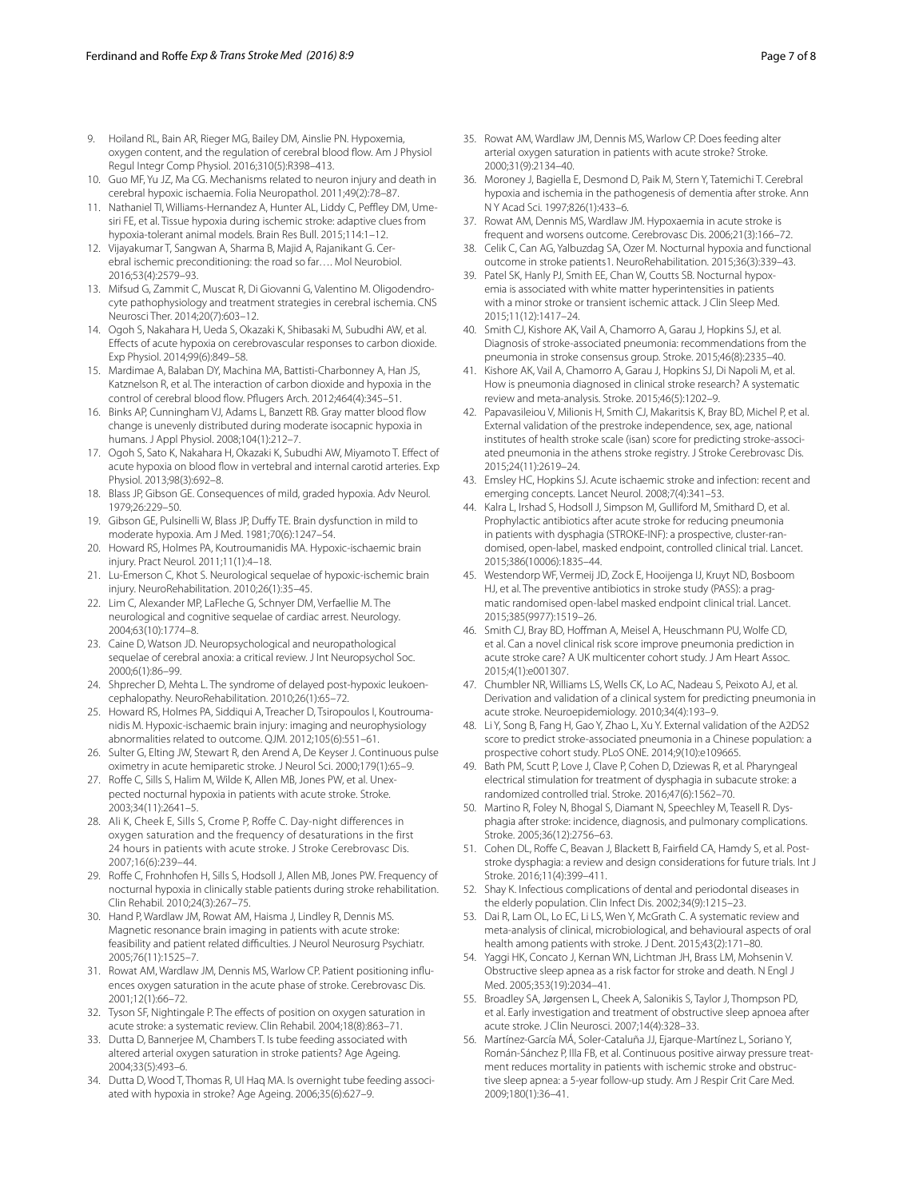9. Hoiland RL, Bain AR, Rieger MG, Bailey DM, Ainslie PN. Hypoxemia, oxygen content, and the regulation of cerebral blood flow. Am J Physiol Regul Integr Comp Physiol. 2016;310(5):R398–413.
10. Guo MF, Yu JZ, Ma CG. Mechanisms related to neuron injury and death in cerebral hypoxic ischaemia. Folia Neuropathol. 2011;49(2):78–87.
11. Nathaniel TI, Williams-Hernandez A, Hunter AL, Liddy C, Peffley DM, Umesiri FE, et al. Tissue hypoxia during ischemic stroke: adaptive clues from hypoxia-tolerant animal models. Brain Res Bull. 2015;114:1–12.
12. Vijayakumar T, Sangwan A, Sharma B, Majid A, Rajanikant G. Cerebral ischemic preconditioning: the road so far…. Mol Neurobiol. 2016;53(4):2579–93.
13. Mifsud G, Zammit C, Muscat R, Di Giovanni G, Valentino M. Oligodendrocyte pathophysiology and treatment strategies in cerebral ischemia. CNS Neurosci Ther. 2014;20(7):603–12.
14. Ogoh S, Nakahara H, Ueda S, Okazaki K, Shibasaki M, Subudhi AW, et al. Effects of acute hypoxia on cerebrovascular responses to carbon dioxide. Exp Physiol. 2014;99(6):849–58.
15. Mardimae A, Balaban DY, Machina MA, Battisti-Charbonney A, Han JS, Katznelson R, et al. The interaction of carbon dioxide and hypoxia in the control of cerebral blood flow. Pflugers Arch. 2012;464(4):345–51.
16. Binks AP, Cunningham VJ, Adams L, Banzett RB. Gray matter blood flow change is unevenly distributed during moderate isocapnic hypoxia in humans. J Appl Physiol. 2008;104(1):212–7.
17. Ogoh S, Sato K, Nakahara H, Okazaki K, Subudhi AW, Miyamoto T. Effect of acute hypoxia on blood flow in vertebral and internal carotid arteries. Exp Physiol. 2013;98(3):692–8.
18. Blass JP, Gibson GE. Consequences of mild, graded hypoxia. Adv Neurol. 1979;26:229–50.
19. Gibson GE, Pulsinelli W, Blass JP, Duffy TE. Brain dysfunction in mild to moderate hypoxia. Am J Med. 1981;70(6):1247–54.
20. Howard RS, Holmes PA, Koutroumanidis MA. Hypoxic-ischaemic brain injury. Pract Neurol. 2011;11(1):4–18.
21. Lu-Emerson C, Khot S. Neurological sequelae of hypoxic-ischemic brain injury. NeuroRehabilitation. 2010;26(1):35–45.
22. Lim C, Alexander MP, LaFleche G, Schnyer DM, Verfaellie M. The neurological and cognitive sequelae of cardiac arrest. Neurology. 2004;63(10):1774–8.
23. Caine D, Watson JD. Neuropsychological and neuropathological sequelae of cerebral anoxia: a critical review. J Int Neuropsychol Soc. 2000;6(1):86–99.
24. Shprecher D, Mehta L. The syndrome of delayed post-hypoxic leukoencephalopathy. NeuroRehabilitation. 2010;26(1):65–72.
25. Howard RS, Holmes PA, Siddiqui A, Treacher D, Tsiropoulos I, Koutroumanidis M. Hypoxic-ischaemic brain injury: imaging and neurophysiology abnormalities related to outcome. QJM. 2012;105(6):551–61.
26. Sulter G, Elting JW, Stewart R, den Arend A, De Keyser J. Continuous pulse oximetry in acute hemiparetic stroke. J Neurol Sci. 2000;179(1):65–9.
27. Roffe C, Sills S, Halim M, Wilde K, Allen MB, Jones PW, et al. Unexpected nocturnal hypoxia in patients with acute stroke. Stroke. 2003;34(11):2641–5.
28. Ali K, Cheek E, Sills S, Crome P, Roffe C. Day-night differences in oxygen saturation and the frequency of desaturations in the first 24 hours in patients with acute stroke. J Stroke Cerebrovasc Dis. 2007;16(6):239–44.
29. Roffe C, Frohnhofen H, Sills S, Hodsoll J, Allen MB, Jones PW. Frequency of nocturnal hypoxia in clinically stable patients during stroke rehabilitation. Clin Rehabil. 2010;24(3):267–75.
30. Hand P, Wardlaw JM, Rowat AM, Haisma J, Lindley R, Dennis MS. Magnetic resonance brain imaging in patients with acute stroke: feasibility and patient related difficulties. J Neurol Neurosurg Psychiatr. 2005;76(11):1525–7.
31. Rowat AM, Wardlaw JM, Dennis MS, Warlow CP. Patient positioning influences oxygen saturation in the acute phase of stroke. Cerebrovasc Dis. 2001;12(1):66–72.
32. Tyson SF, Nightingale P. The effects of position on oxygen saturation in acute stroke: a systematic review. Clin Rehabil. 2004;18(8):863–71.
33. Dutta D, Bannerjee M, Chambers T. Is tube feeding associated with altered arterial oxygen saturation in stroke patients? Age Ageing. 2004;33(5):493–6.
34. Dutta D, Wood T, Thomas R, Ul Haq MA. Is overnight tube feeding associated with hypoxia in stroke? Age Ageing. 2006;35(6):627–9.
35. Rowat AM, Wardlaw JM, Dennis MS, Warlow CP. Does feeding alter arterial oxygen saturation in patients with acute stroke? Stroke. 2000;31(9):2134–40.
36. Moroney J, Bagiella E, Desmond D, Paik M, Stern Y, Tatemichi T. Cerebral hypoxia and ischemia in the pathogenesis of dementia after stroke. Ann N Y Acad Sci. 1997;826(1):433–6.
37. Rowat AM, Dennis MS, Wardlaw JM. Hypoxaemia in acute stroke is frequent and worsens outcome. Cerebrovasc Dis. 2006;21(3):166–72.
38. Celik C, Can AG, Yalbuzdag SA, Ozer M. Nocturnal hypoxia and functional outcome in stroke patients1. NeuroRehabilitation. 2015;36(3):339–43.
39. Patel SK, Hanly PJ, Smith EE, Chan W, Coutts SB. Nocturnal hypoxemia is associated with white matter hyperintensities in patients with a minor stroke or transient ischemic attack. J Clin Sleep Med. 2015;11(12):1417–24.
40. Smith CJ, Kishore AK, Vail A, Chamorro A, Garau J, Hopkins SJ, et al. Diagnosis of stroke-associated pneumonia: recommendations from the pneumonia in stroke consensus group. Stroke. 2015;46(8):2335–40.
41. Kishore AK, Vail A, Chamorro A, Garau J, Hopkins SJ, Di Napoli M, et al. How is pneumonia diagnosed in clinical stroke research? A systematic review and meta-analysis. Stroke. 2015;46(5):1202–9.
42. Papavasileiou V, Milionis H, Smith CJ, Makaritsis K, Bray BD, Michel P, et al. External validation of the prestroke independence, sex, age, national institutes of health stroke scale (isan) score for predicting stroke-associated pneumonia in the athens stroke registry. J Stroke Cerebrovasc Dis. 2015;24(11):2619–24.
43. Emsley HC, Hopkins SJ. Acute ischaemic stroke and infection: recent and emerging concepts. Lancet Neurol. 2008;7(4):341–53.
44. Kalra L, Irshad S, Hodsoll J, Simpson M, Gulliford M, Smithard D, et al. Prophylactic antibiotics after acute stroke for reducing pneumonia in patients with dysphagia (STROKE-INF): a prospective, cluster-randomised, open-label, masked endpoint, controlled clinical trial. Lancet. 2015;386(10006):1835–44.
45. Westendorp WF, Vermeij JD, Zock E, Hooijenga IJ, Kruyt ND, Bosboom HJ, et al. The preventive antibiotics in stroke study (PASS): a pragmatic randomised open-label masked endpoint clinical trial. Lancet. 2015;385(9977):1519–26.
46. Smith CJ, Bray BD, Hoffman A, Meisel A, Heuschmann PU, Wolfe CD, et al. Can a novel clinical risk score improve pneumonia prediction in acute stroke care? A UK multicenter cohort study. J Am Heart Assoc. 2015;4(1):e001307.
47. Chumbler NR, Williams LS, Wells CK, Lo AC, Nadeau S, Peixoto AJ, et al. Derivation and validation of a clinical system for predicting pneumonia in acute stroke. Neuroepidemiology. 2010;34(4):193–9.
48. Li Y, Song B, Fang H, Gao Y, Zhao L, Xu Y. External validation of the A2DS2 score to predict stroke-associated pneumonia in a Chinese population: a prospective cohort study. PLoS ONE. 2014;9(10):e109665.
49. Bath PM, Scutt P, Love J, Clave P, Cohen D, Dziewas R, et al. Pharyngeal electrical stimulation for treatment of dysphagia in subacute stroke: a randomized controlled trial. Stroke. 2016;47(6):1562–70.
50. Martino R, Foley N, Bhogal S, Diamant N, Speechley M, Teasell R. Dysphagia after stroke: incidence, diagnosis, and pulmonary complications. Stroke. 2005;36(12):2756–63.
51. Cohen DL, Roffe C, Beavan J, Blackett B, Fairfield CA, Hamdy S, et al. Post-stroke dysphagia: a review and design considerations for future trials. Int J Stroke. 2016;11(4):399–411.
52. Shay K. Infectious complications of dental and periodontal diseases in the elderly population. Clin Infect Dis. 2002;34(9):1215–23.
53. Dai R, Lam OL, Lo EC, Li LS, Wen Y, McGrath C. A systematic review and meta-analysis of clinical, microbiological, and behavioural aspects of oral health among patients with stroke. J Dent. 2015;43(2):171–80.
54. Yaggi HK, Concato J, Kernan WN, Lichtman JH, Brass LM, Mohsenin V. Obstructive sleep apnea as a risk factor for stroke and death. N Engl J Med. 2005;353(19):2034–41.
55. Broadley SA, Jørgensen L, Cheek A, Salonikis S, Taylor J, Thompson PD, et al. Early investigation and treatment of obstructive sleep apnoea after acute stroke. J Clin Neurosci. 2007;14(4):328–33.
56. Martínez-García MÁ, Soler-Cataluña JJ, Ejarque-Martínez L, Soriano Y, Román-Sánchez P, Illa FB, et al. Continuous positive airway pressure treatment reduces mortality in patients with ischemic stroke and obstructive sleep apnea: a 5-year follow-up study. Am J Respir Crit Care Med. 2009;180(1):36–41.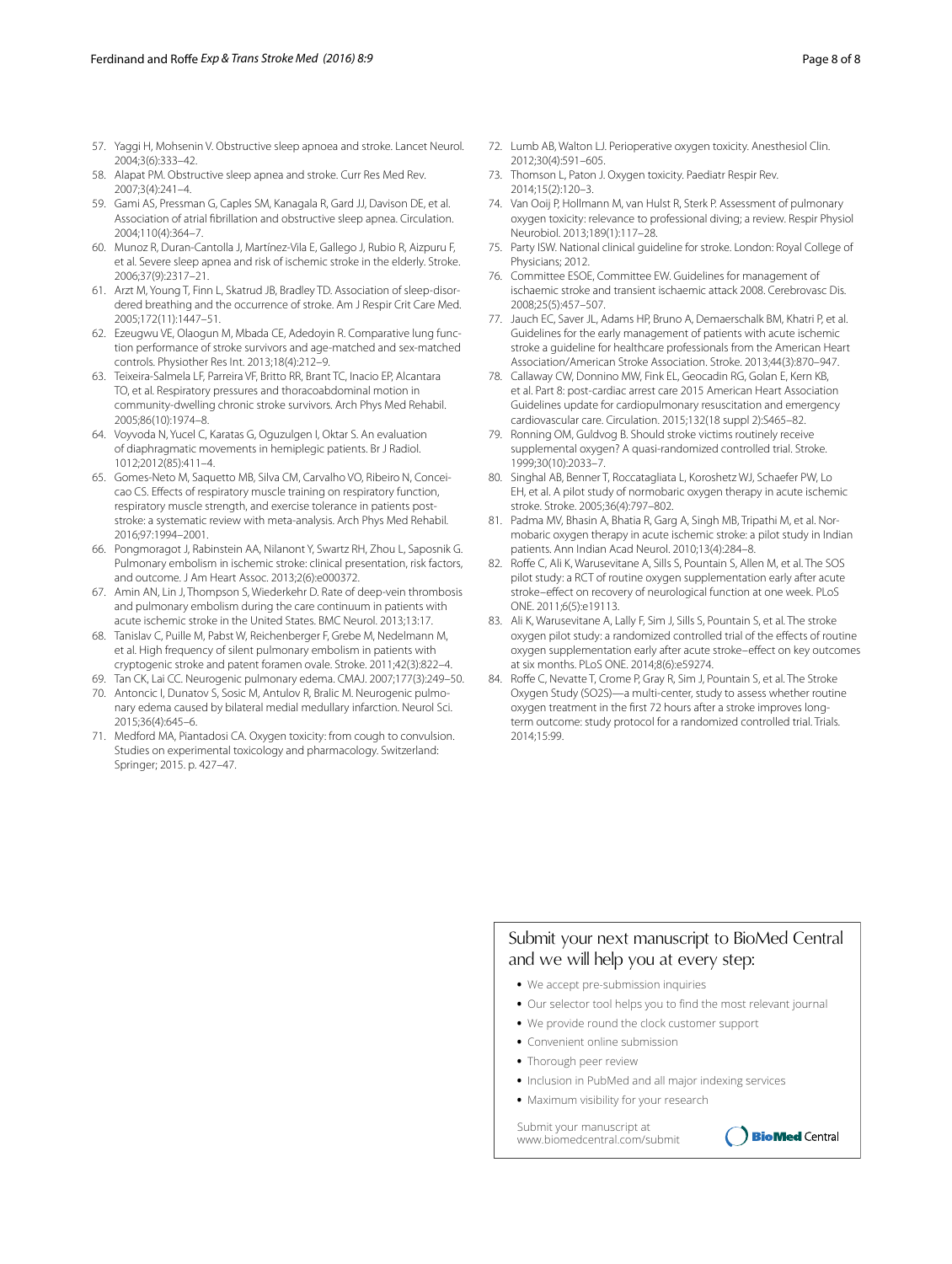57. Yaggi H, Mohsenin V. Obstructive sleep apnoea and stroke. Lancet Neurol. 2004;3(6):333–42.
58. Alapat PM. Obstructive sleep apnea and stroke. Curr Res Med Rev. 2007;3(4):241–4.
59. Gami AS, Pressman G, Caples SM, Kanagala R, Gard JJ, Davison DE, et al. Association of atrial fibrillation and obstructive sleep apnea. Circulation. 2004;110(4):364–7.
60. Munoz R, Duran-Cantolla J, Martínez-Vila E, Gallego J, Rubio R, Aizpuru F, et al. Severe sleep apnea and risk of ischemic stroke in the elderly. Stroke. 2006;37(9):2317–21.
61. Arzt M, Young T, Finn L, Skatrud JB, Bradley TD. Association of sleep-disordered breathing and the occurrence of stroke. Am J Respir Crit Care Med. 2005;172(11):1447–51.
62. Ezeugwu VE, Olaogun M, Mbada CE, Adedoyin R. Comparative lung function performance of stroke survivors and age-matched and sex-matched controls. Physiother Res Int. 2013;18(4):212–9.
63. Teixeira-Salmela LF, Parreira VF, Britto RR, Brant TC, Inacio EP, Alcantara TO, et al. Respiratory pressures and thoracoabdominal motion in community-dwelling chronic stroke survivors. Arch Phys Med Rehabil. 2005;86(10):1974–8.
64. Voyvoda N, Yucel C, Karatas G, Oguzulgen I, Oktar S. An evaluation of diaphragmatic movements in hemiplegic patients. Br J Radiol. 1012;2012(85):411–4.
65. Gomes-Neto M, Saquetto MB, Silva CM, Carvalho VO, Ribeiro N, Conceicao CS. Effects of respiratory muscle training on respiratory function, respiratory muscle strength, and exercise tolerance in patients poststroke: a systematic review with meta-analysis. Arch Phys Med Rehabil. 2016;97:1994–2001.
66. Pongmoragot J, Rabinstein AA, Nilanont Y, Swartz RH, Zhou L, Saposnik G. Pulmonary embolism in ischemic stroke: clinical presentation, risk factors, and outcome. J Am Heart Assoc. 2013;2(6):e000372.
67. Amin AN, Lin J, Thompson S, Wiederkehr D. Rate of deep-vein thrombosis and pulmonary embolism during the care continuum in patients with acute ischemic stroke in the United States. BMC Neurol. 2013;13:17.
68. Tanislav C, Puille M, Pabst W, Reichenberger F, Grebe M, Nedelmann M, et al. High frequency of silent pulmonary embolism in patients with cryptogenic stroke and patent foramen ovale. Stroke. 2011;42(3):822–4.
69. Tan CK, Lai CC. Neurogenic pulmonary edema. CMAJ. 2007;177(3):249–50.
70. Antoncic I, Dunatov S, Sosic M, Antulov R, Bralic M. Neurogenic pulmonary edema caused by bilateral medial medullary infarction. Neurol Sci. 2015;36(4):645–6.
71. Medford MA, Piantadosi CA. Oxygen toxicity: from cough to convulsion. Studies on experimental toxicology and pharmacology. Switzerland: Springer; 2015. p. 427–47.
72. Lumb AB, Walton LJ. Perioperative oxygen toxicity. Anesthesiol Clin. 2012;30(4):591–605.
73. Thomson L, Paton J. Oxygen toxicity. Paediatr Respir Rev. 2014;15(2):120–3.
74. Van Ooij P, Hollmann M, van Hulst R, Sterk P. Assessment of pulmonary oxygen toxicity: relevance to professional diving; a review. Respir Physiol Neurobiol. 2013;189(1):117–28.
75. Party ISW. National clinical guideline for stroke. London: Royal College of Physicians; 2012.
76. Committee ESOE, Committee EW. Guidelines for management of ischaemic stroke and transient ischaemic attack 2008. Cerebrovasc Dis. 2008;25(5):457–507.
77. Jauch EC, Saver JL, Adams HP, Bruno A, Demaerschalk BM, Khatri P, et al. Guidelines for the early management of patients with acute ischemic stroke a guideline for healthcare professionals from the American Heart Association/American Stroke Association. Stroke. 2013;44(3):870–947.
78. Callaway CW, Donnino MW, Fink EL, Geocadin RG, Golan E, Kern KB, et al. Part 8: post-cardiac arrest care 2015 American Heart Association Guidelines update for cardiopulmonary resuscitation and emergency cardiovascular care. Circulation. 2015;132(18 suppl 2):S465–82.
79. Ronning OM, Guldvog B. Should stroke victims routinely receive supplemental oxygen? A quasi-randomized controlled trial. Stroke. 1999;30(10):2033–7.
80. Singhal AB, Benner T, Roccatagliata L, Koroshetz WJ, Schaefer PW, Lo EH, et al. A pilot study of normobaric oxygen therapy in acute ischemic stroke. Stroke. 2005;36(4):797–802.
81. Padma MV, Bhasin A, Bhatia R, Garg A, Singh MB, Tripathi M, et al. Normobaric oxygen therapy in acute ischemic stroke: a pilot study in Indian patients. Ann Indian Acad Neurol. 2010;13(4):284–8.
82. Roffe C, Ali K, Warusevitane A, Sills S, Pountain S, Allen M, et al. The SOS pilot study: a RCT of routine oxygen supplementation early after acute stroke–effect on recovery of neurological function at one week. PLoS ONE. 2011;6(5):e19113.
83. Ali K, Warusevitane A, Lally F, Sim J, Sills S, Pountain S, et al. The stroke oxygen pilot study: a randomized controlled trial of the effects of routine oxygen supplementation early after acute stroke–effect on key outcomes at six months. PLoS ONE. 2014;8(6):e59274.
84. Roffe C, Nevatte T, Crome P, Gray R, Sim J, Pountain S, et al. The Stroke Oxygen Study (SO2S)—a multi-center, study to assess whether routine oxygen treatment in the first 72 hours after a stroke improves long-term outcome: study protocol for a randomized controlled trial. Trials. 2014;15:99.

Submit your next manuscript to BioMed Central and we will help you at every step:

- We accept pre-submission inquiries
- Our selector tool helps you to find the most relevant journal
- We provide round the clock customer support
- Convenient online submission
- Thorough peer review
- Inclusion in PubMed and all major indexing services
- Maximum visibility for your research

Submit your manuscript at www.biomedcentral.com/submit

BioMed Central